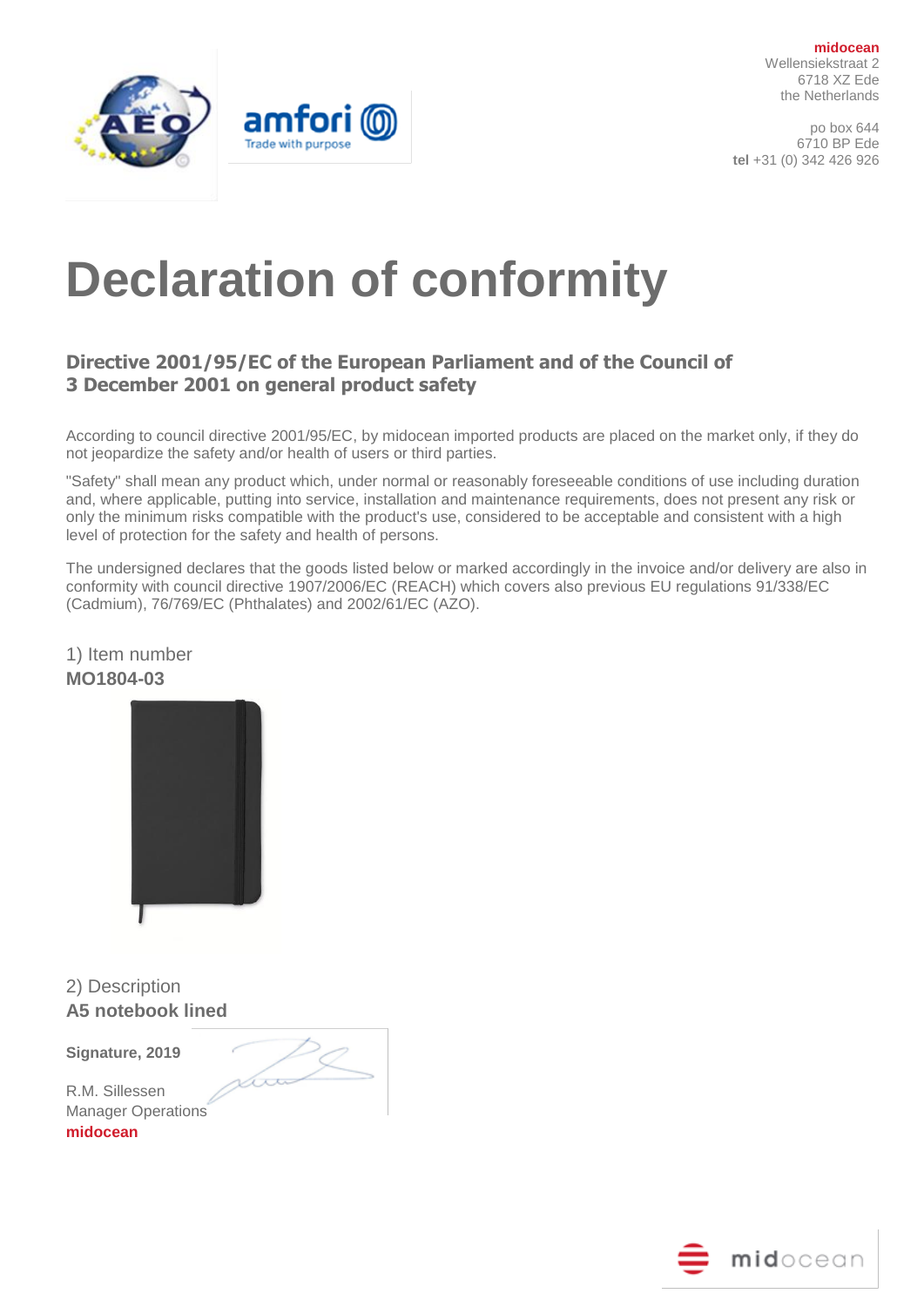**midocean**
Wellensiekstraat 2
6718 XZ Ede
the Netherlands

po box 644
6710 BP Ede
**tel** +31 (0) 342 426 926

# Declaration of conformity

## Directive 2001/95/EC of the European Parliament and of the Council of 3 December 2001 on general product safety

According to council directive 2001/95/EC, by midocean imported products are placed on the market only, if they do not jeopardize the safety and/or health of users or third parties.

"Safety" shall mean any product which, under normal or reasonably foreseeable conditions of use including duration and, where applicable, putting into service, installation and maintenance requirements, does not present any risk or only the minimum risks compatible with the product's use, considered to be acceptable and consistent with a high level of protection for the safety and health of persons.

The undersigned declares that the goods listed below or marked accordingly in the invoice and/or delivery are also in conformity with council directive 1907/2006/EC (REACH) which covers also previous EU regulations 91/338/EC (Cadmium), 76/769/EC (Phthalates) and 2002/61/EC (AZO).

1) Item number
**MO1804-03**

2) Description
**A5 notebook lined**

**Signature, 2019**

R.M. Sillessen
Manager Operations
**midocean**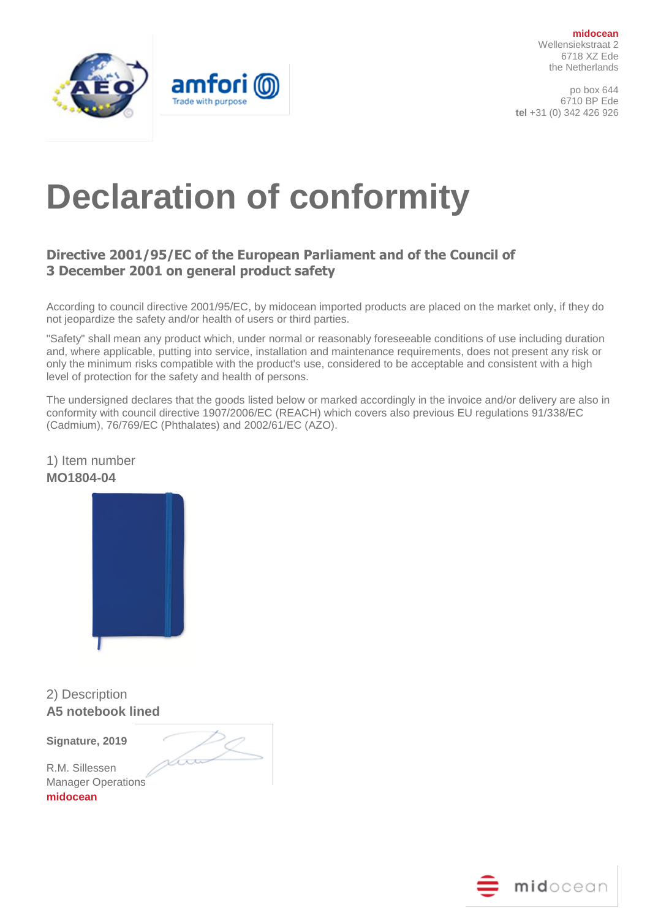**midocean**
Wellensiekstraat 2
6718 XZ Ede
the Netherlands

po box 644
6710 BP Ede
**tel** +31 (0) 342 426 926

# Declaration of conformity

## Directive 2001/95/EC of the European Parliament and of the Council of 3 December 2001 on general product safety

According to council directive 2001/95/EC, by midocean imported products are placed on the market only, if they do not jeopardize the safety and/or health of users or third parties.

"Safety" shall mean any product which, under normal or reasonably foreseeable conditions of use including duration and, where applicable, putting into service, installation and maintenance requirements, does not present any risk or only the minimum risks compatible with the product's use, considered to be acceptable and consistent with a high level of protection for the safety and health of persons.

The undersigned declares that the goods listed below or marked accordingly in the invoice and/or delivery are also in conformity with council directive 1907/2006/EC (REACH) which covers also previous EU regulations 91/338/EC (Cadmium), 76/769/EC (Phthalates) and 2002/61/EC (AZO).

1) Item number
**MO1804-04**

2) Description
**A5 notebook lined**

**Signature, 2019**

R.M. Sillessen
Manager Operations
**midocean**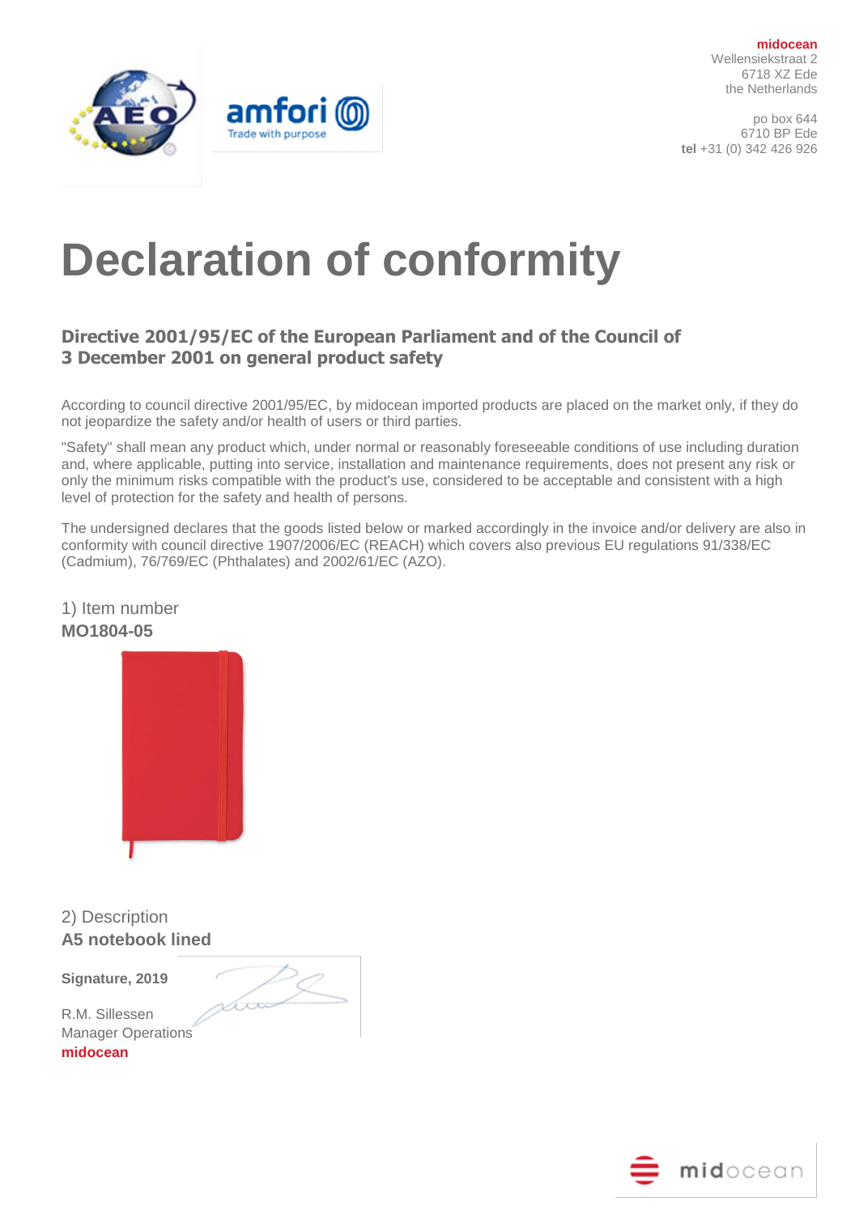**midocean**
Wellensiekstraat 2
6718 XZ Ede
the Netherlands

po box 644
6710 BP Ede
**tel** +31 (0) 342 426 926

# Declaration of conformity

## Directive 2001/95/EC of the European Parliament and of the Council of 3 December 2001 on general product safety

According to council directive 2001/95/EC, by midocean imported products are placed on the market only, if they do not jeopardize the safety and/or health of users or third parties.

"Safety" shall mean any product which, under normal or reasonably foreseeable conditions of use including duration and, where applicable, putting into service, installation and maintenance requirements, does not present any risk or only the minimum risks compatible with the product's use, considered to be acceptable and consistent with a high level of protection for the safety and health of persons.

The undersigned declares that the goods listed below or marked accordingly in the invoice and/or delivery are also in conformity with council directive 1907/2006/EC (REACH) which covers also previous EU regulations 91/338/EC (Cadmium), 76/769/EC (Phthalates) and 2002/61/EC (AZO).

1) Item number
**MO1804-05**

2) Description
**A5 notebook lined**

**Signature, 2019**

R.M. Sillessen
Manager Operations
**midocean**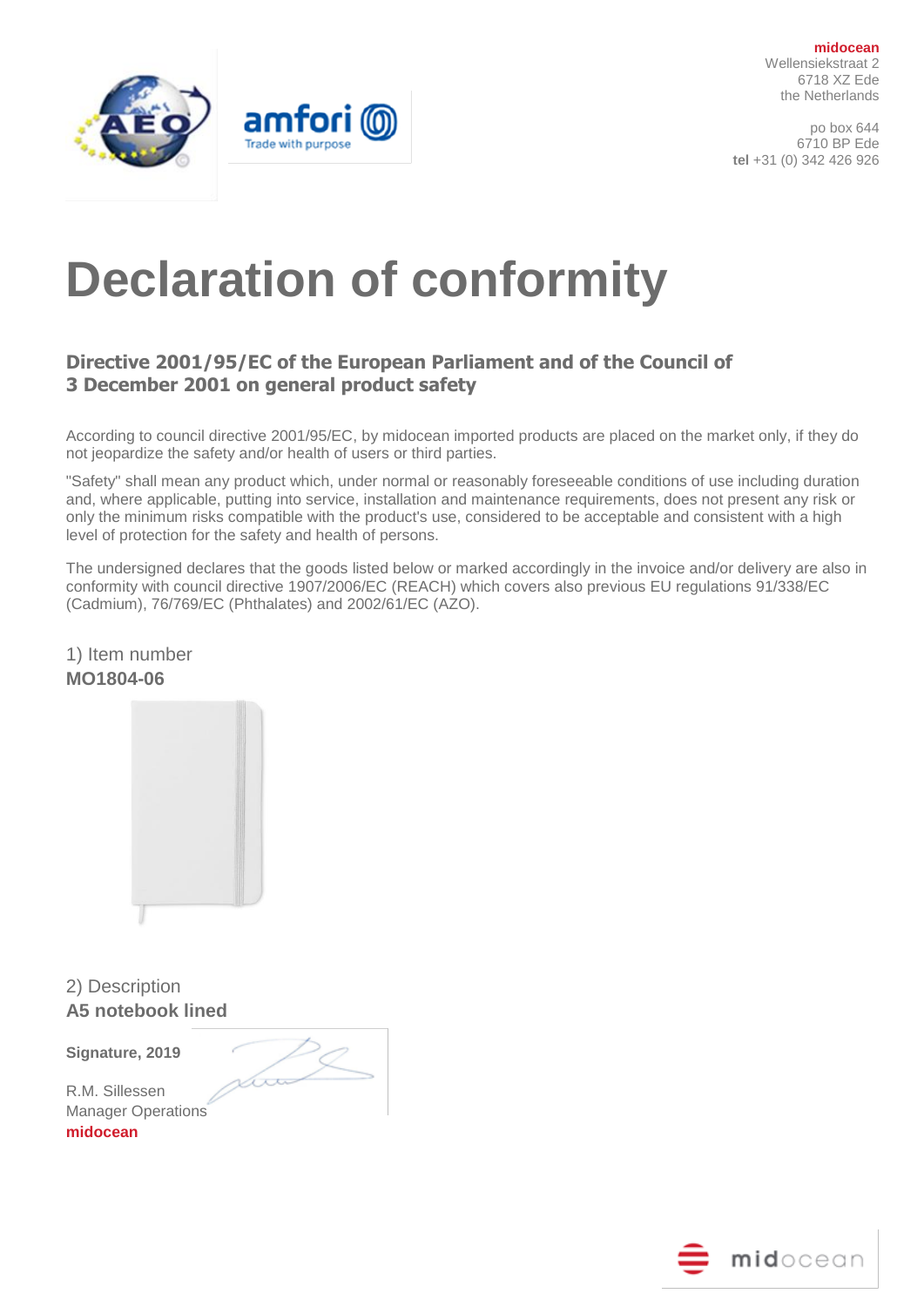**midocean**
Wellensiekstraat 2
6718 XZ Ede
the Netherlands

po box 644
6710 BP Ede
**tel** +31 (0) 342 426 926

# Declaration of conformity

## Directive 2001/95/EC of the European Parliament and of the Council of 3 December 2001 on general product safety

According to council directive 2001/95/EC, by midocean imported products are placed on the market only, if they do not jeopardize the safety and/or health of users or third parties.

"Safety" shall mean any product which, under normal or reasonably foreseeable conditions of use including duration and, where applicable, putting into service, installation and maintenance requirements, does not present any risk or only the minimum risks compatible with the product's use, considered to be acceptable and consistent with a high level of protection for the safety and health of persons.

The undersigned declares that the goods listed below or marked accordingly in the invoice and/or delivery are also in conformity with council directive 1907/2006/EC (REACH) which covers also previous EU regulations 91/338/EC (Cadmium), 76/769/EC (Phthalates) and 2002/61/EC (AZO).

1) Item number
**MO1804-06**

2) Description
**A5 notebook lined**

**Signature, 2019**

R.M. Sillessen
Manager Operations
**midocean**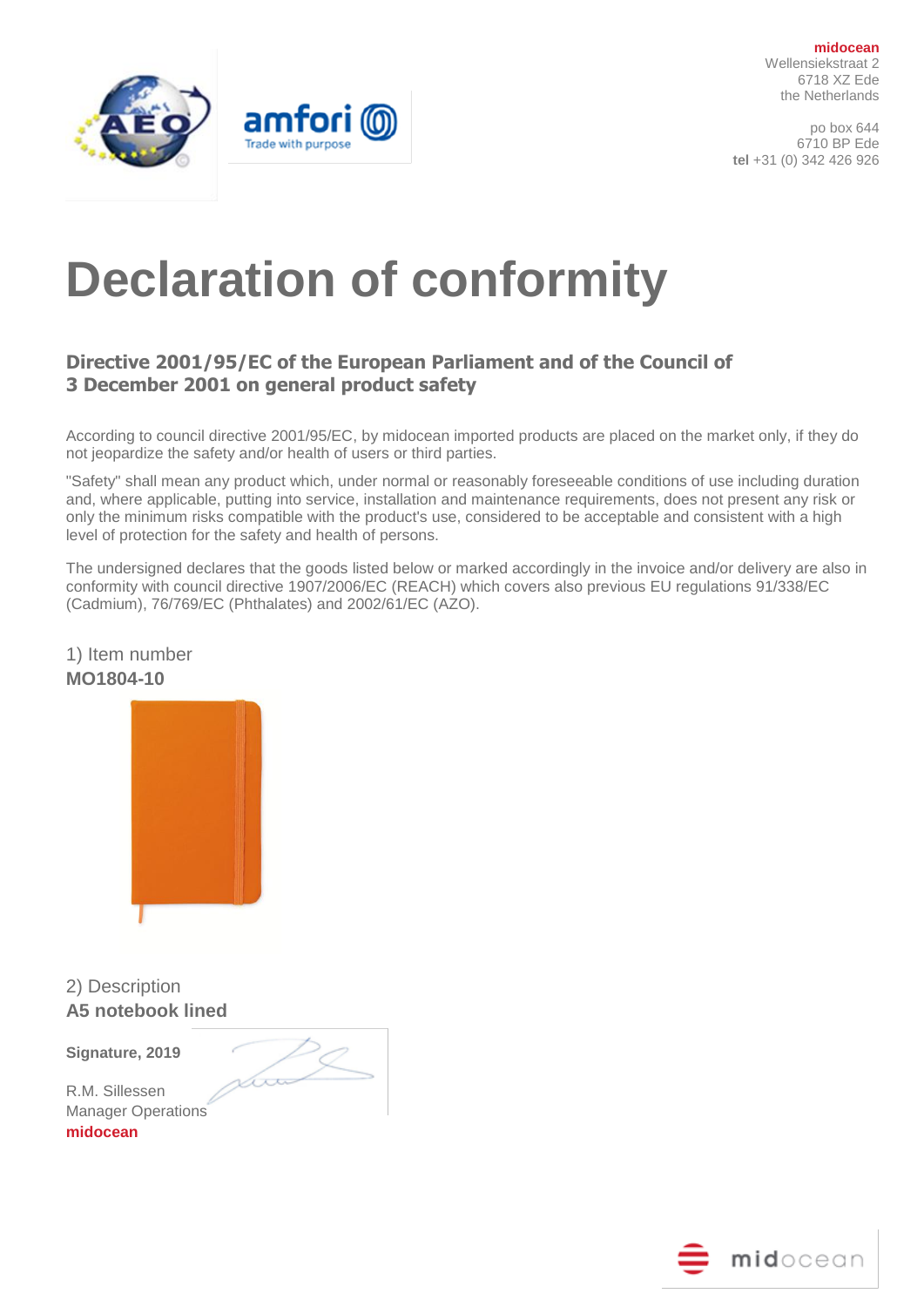**midocean**
Wellensiekstraat 2
6718 XZ Ede
the Netherlands

po box 644
6710 BP Ede
**tel** +31 (0) 342 426 926

# Declaration of conformity

## Directive 2001/95/EC of the European Parliament and of the Council of 3 December 2001 on general product safety

According to council directive 2001/95/EC, by midocean imported products are placed on the market only, if they do not jeopardize the safety and/or health of users or third parties.

"Safety" shall mean any product which, under normal or reasonably foreseeable conditions of use including duration and, where applicable, putting into service, installation and maintenance requirements, does not present any risk or only the minimum risks compatible with the product's use, considered to be acceptable and consistent with a high level of protection for the safety and health of persons.

The undersigned declares that the goods listed below or marked accordingly in the invoice and/or delivery are also in conformity with council directive 1907/2006/EC (REACH) which covers also previous EU regulations 91/338/EC (Cadmium), 76/769/EC (Phthalates) and 2002/61/EC (AZO).

1) Item number
**MO1804-10**

2) Description
**A5 notebook lined**

**Signature, 2019**

R.M. Sillessen
Manager Operations
**midocean**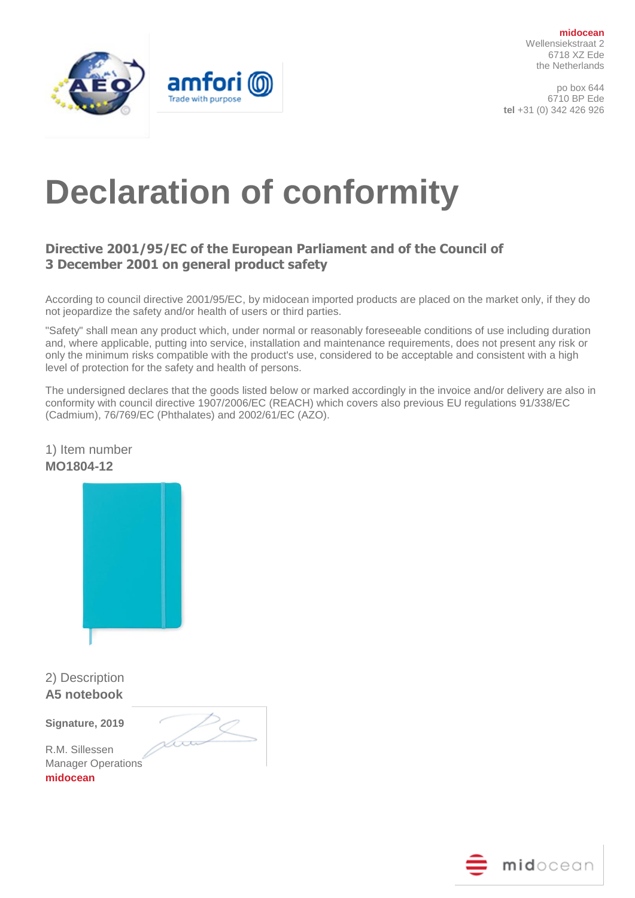**midocean**
Wellensiekstraat 2
6718 XZ Ede
the Netherlands

po box 644
6710 BP Ede
**tel** +31 (0) 342 426 926

# Declaration of conformity

### Directive 2001/95/EC of the European Parliament and of the Council of 3 December 2001 on general product safety

According to council directive 2001/95/EC, by midocean imported products are placed on the market only, if they do not jeopardize the safety and/or health of users or third parties.

"Safety" shall mean any product which, under normal or reasonably foreseeable conditions of use including duration and, where applicable, putting into service, installation and maintenance requirements, does not present any risk or only the minimum risks compatible with the product's use, considered to be acceptable and consistent with a high level of protection for the safety and health of persons.

The undersigned declares that the goods listed below or marked accordingly in the invoice and/or delivery are also in conformity with council directive 1907/2006/EC (REACH) which covers also previous EU regulations 91/338/EC (Cadmium), 76/769/EC (Phthalates) and 2002/61/EC (AZO).

1) Item number
**MO1804-12**

2) Description
**A5 notebook**

**Signature, 2019**

R.M. Sillessen
Manager Operations
**midocean**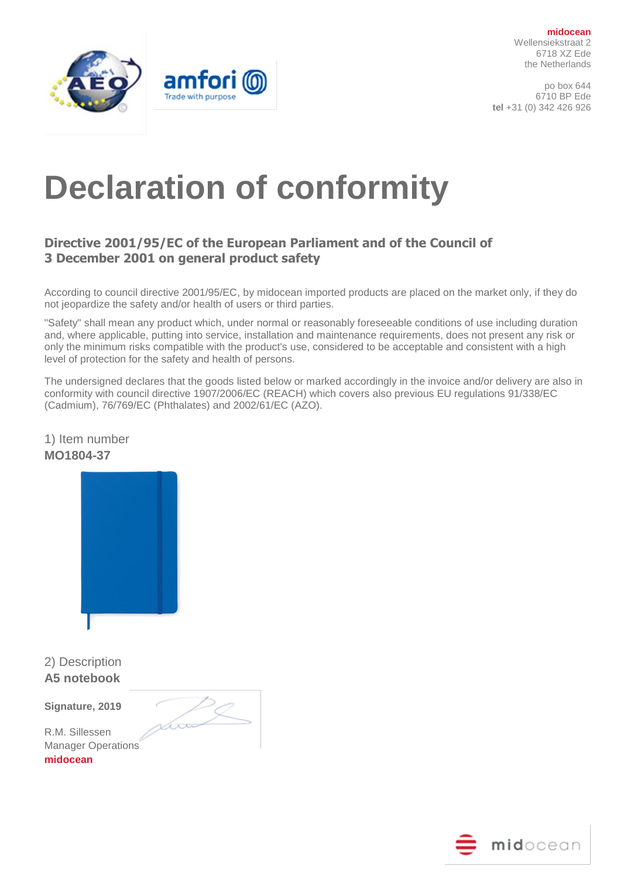midocean
Wellensiekstraat 2
6718 XZ Ede
the Netherlands

po box 644
6710 BP Ede
**tel** +31 (0) 342 426 926

# Declaration of conformity

## Directive 2001/95/EC of the European Parliament and of the Council of 3 December 2001 on general product safety

According to council directive 2001/95/EC, by midocean imported products are placed on the market only, if they do not jeopardize the safety and/or health of users or third parties.

"Safety" shall mean any product which, under normal or reasonably foreseeable conditions of use including duration and, where applicable, putting into service, installation and maintenance requirements, does not present any risk or only the minimum risks compatible with the product's use, considered to be acceptable and consistent with a high level of protection for the safety and health of persons.

The undersigned declares that the goods listed below or marked accordingly in the invoice and/or delivery are also in conformity with council directive 1907/2006/EC (REACH) which covers also previous EU regulations 91/338/EC (Cadmium), 76/769/EC (Phthalates) and 2002/61/EC (AZO).

1) Item number
**MO1804-37**

2) Description
**A5 notebook**

**Signature, 2019**

R.M. Sillessen
Manager Operations
**midocean**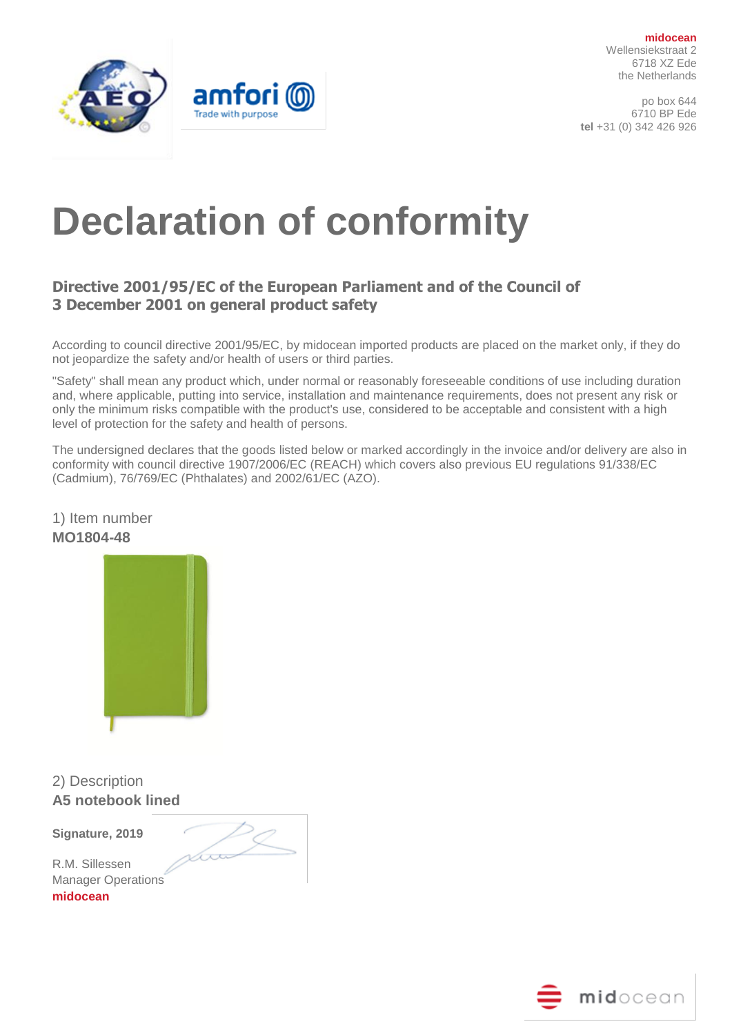**midocean**
Wellensiekstraat 2
6718 XZ Ede
the Netherlands

po box 644
6710 BP Ede
**tel** +31 (0) 342 426 926

# Declaration of conformity

### Directive 2001/95/EC of the European Parliament and of the Council of 3 December 2001 on general product safety

According to council directive 2001/95/EC, by midocean imported products are placed on the market only, if they do not jeopardize the safety and/or health of users or third parties.

"Safety" shall mean any product which, under normal or reasonably foreseeable conditions of use including duration and, where applicable, putting into service, installation and maintenance requirements, does not present any risk or only the minimum risks compatible with the product's use, considered to be acceptable and consistent with a high level of protection for the safety and health of persons.

The undersigned declares that the goods listed below or marked accordingly in the invoice and/or delivery are also in conformity with council directive 1907/2006/EC (REACH) which covers also previous EU regulations 91/338/EC (Cadmium), 76/769/EC (Phthalates) and 2002/61/EC (AZO).

1) Item number
**MO1804-48**

2) Description
**A5 notebook lined**

**Signature, 2019**

R.M. Sillessen
Manager Operations
**midocean**